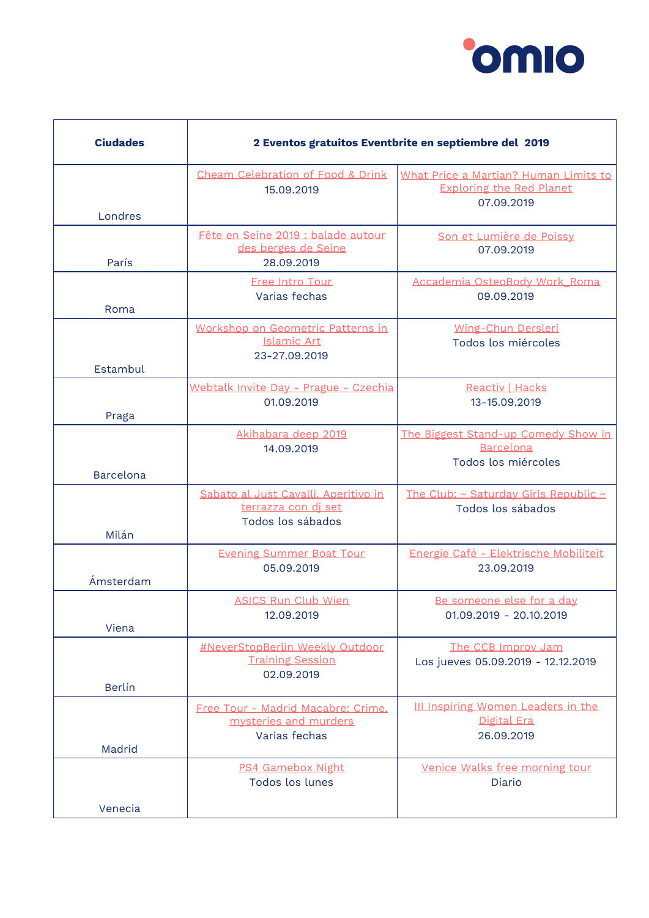| Ciudades | 2 Eventos gratuitos Eventbrite en septiembre del 2019 | |
|---|---|---|
| Londres | Cheam Celebration of Food & Drink<br>15.09.2019 | What Price a Martian? Human Limits to Exploring the Red Planet<br>07.09.2019 |
| París | Fête en Seine 2019 : balade autour des berges de Seine<br>28.09.2019 | Son et Lumière de Poissy<br>07.09.2019 |
| Roma | Free Intro Tour<br>Varias fechas | Accademia OsteoBody Work_Roma<br>09.09.2019 |
| Estambul | Workshop on Geometric Patterns in Islamic Art<br>23-27.09.2019 | Wing-Chun Dersleri<br>Todos los miércoles |
| Praga | Webtalk Invite Day - Prague - Czechia<br>01.09.2019 | Reactiv \| Hacks<br>13-15.09.2019 |
| Barcelona | Akihabara deep 2019<br>14.09.2019 | The Biggest Stand-up Comedy Show in Barcelona<br>Todos los miércoles |
| Milán | Sabato al Just Cavalli. Aperitivo in terrazza con dj set<br>Todos los sábados | The Club: ~ Saturday Girls Republic ~<br>Todos los sábados |
| Ámsterdam | Evening Summer Boat Tour<br>05.09.2019 | Energie Café - Elektrische Mobiliteit<br>23.09.2019 |
| Viena | ASICS Run Club Wien<br>12.09.2019 | Be someone else for a day<br>01.09.2019 - 20.10.2019 |
| Berlín | #NeverStopBerlin Weekly Outdoor Training Session<br>02.09.2019 | The CCB Improv Jam<br>Los jueves 05.09.2019 - 12.12.2019 |
| Madrid | Free Tour - Madrid Macabre: Crime, mysteries and murders<br>Varias fechas | III Inspiring Women Leaders in the Digital Era<br>26.09.2019 |
| Venecia | PS4 Gamebox Night<br>Todos los lunes | Venice Walks free morning tour<br>Diario |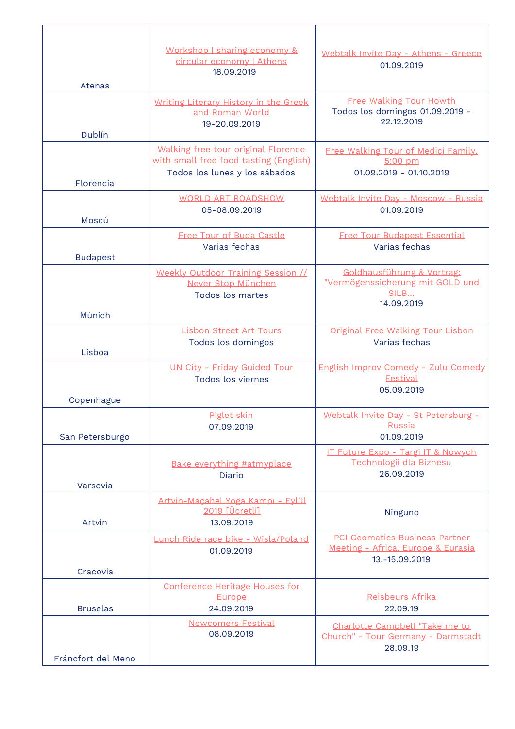| Atenas | Workshop \| sharing economy & circular economy \| Athens<br>18.09.2019 | Webtalk Invite Day - Athens - Greece<br>01.09.2019 |
|---|---|---|
| Dublín | Writing Literary History in the Greek and Roman World<br>19-20.09.2019 | Free Walking Tour Howth<br>Todos los domingos 01.09.2019 - 22.12.2019 |
| Florencia | Walking free tour original Florence with small free food tasting (English)<br>Todos los lunes y los sábados | Free Walking Tour of Medici Family, 5:00 pm<br>01.09.2019 - 01.10.2019 |
| Moscú | WORLD ART ROADSHOW<br>05-08.09.2019 | Webtalk Invite Day - Moscow - Russia<br>01.09.2019 |
| Budapest | Free Tour of Buda Castle<br>Varias fechas | Free Tour Budapest Essential<br>Varias fechas |
| Múnich | Weekly Outdoor Training Session // Never Stop München<br>Todos los martes | Goldhausführung & Vortrag: "Vermögenssicherung mit GOLD und SILB...<br>14.09.2019 |
| Lisboa | Lisbon Street Art Tours<br>Todos los domingos | Original Free Walking Tour Lisbon<br>Varias fechas |
| Copenhague | UN City - Friday Guided Tour<br>Todos los viernes | English Improv Comedy - Zulu Comedy Festival<br>05.09.2019 |
| San Petersburgo | Piglet skin<br>07.09.2019 | Webtalk Invite Day - St Petersburg - Russia<br>01.09.2019 |
| Varsovia | Bake everything #atmyplace<br>Diario | IT Future Expo - Targi IT & Nowych Technologii dla Biznesu<br>26.09.2019 |
| Artvin | Artvin-Maçahel Yoga Kampı - Eylül 2019 [Ücretli]<br>13.09.2019 | Ninguno |
| Cracovia | Lunch Ride race bike - Wisla/Poland<br>01.09.2019 | PCI Geomatics Business Partner Meeting - Africa, Europe & Eurasia<br>13.-15.09.2019 |
| Bruselas | Conference Heritage Houses for Europe<br>24.09.2019 | Reisbeurs Afrika<br>22.09.19 |
| Fráncfort del Meno | Newcomers Festival<br>08.09.2019 | Charlotte Campbell "Take me to Church" - Tour Germany - Darmstadt<br>28.09.19 |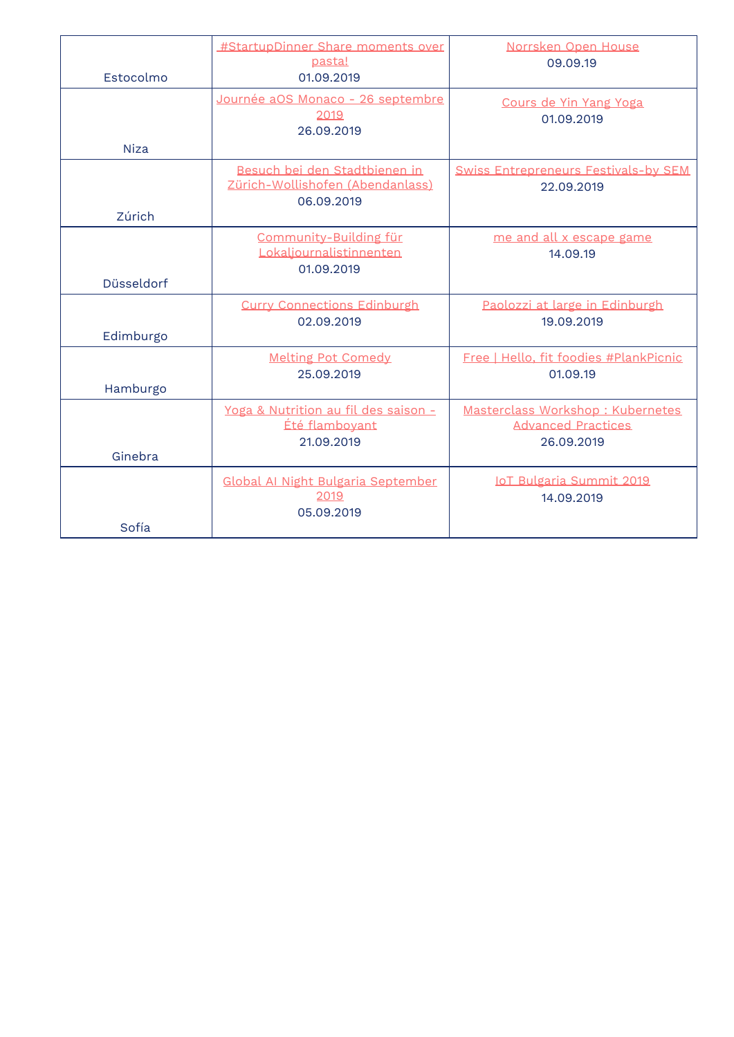| | | |
|---|---|---|
| Estocolmo | #StartupDinner Share moments over pasta!<br>01.09.2019 | Norrsken Open House<br>09.09.19 |
| Niza | Journée aOS Monaco - 26 septembre 2019<br>26.09.2019 | Cours de Yin Yang Yoga<br>01.09.2019 |
| Zúrich | Besuch bei den Stadtbienen in Zürich-Wollishofen (Abendanlass)<br>06.09.2019 | Swiss Entrepreneurs Festivals-by SEM<br>22.09.2019 |
| Düsseldorf | Community-Building für Lokaljournalistinnenten<br>01.09.2019 | me and all x escape game<br>14.09.19 |
| Edimburgo | Curry Connections Edinburgh<br>02.09.2019 | Paolozzi at large in Edinburgh<br>19.09.2019 |
| Hamburgo | Melting Pot Comedy<br>25.09.2019 | Free \| Hello, fit foodies #PlankPicnic<br>01.09.19 |
| Ginebra | Yoga & Nutrition au fil des saison - Été flamboyant<br>21.09.2019 | Masterclass Workshop : Kubernetes Advanced Practices<br>26.09.2019 |
| Sofía | Global AI Night Bulgaria September 2019<br>05.09.2019 | IoT Bulgaria Summit 2019<br>14.09.2019 |